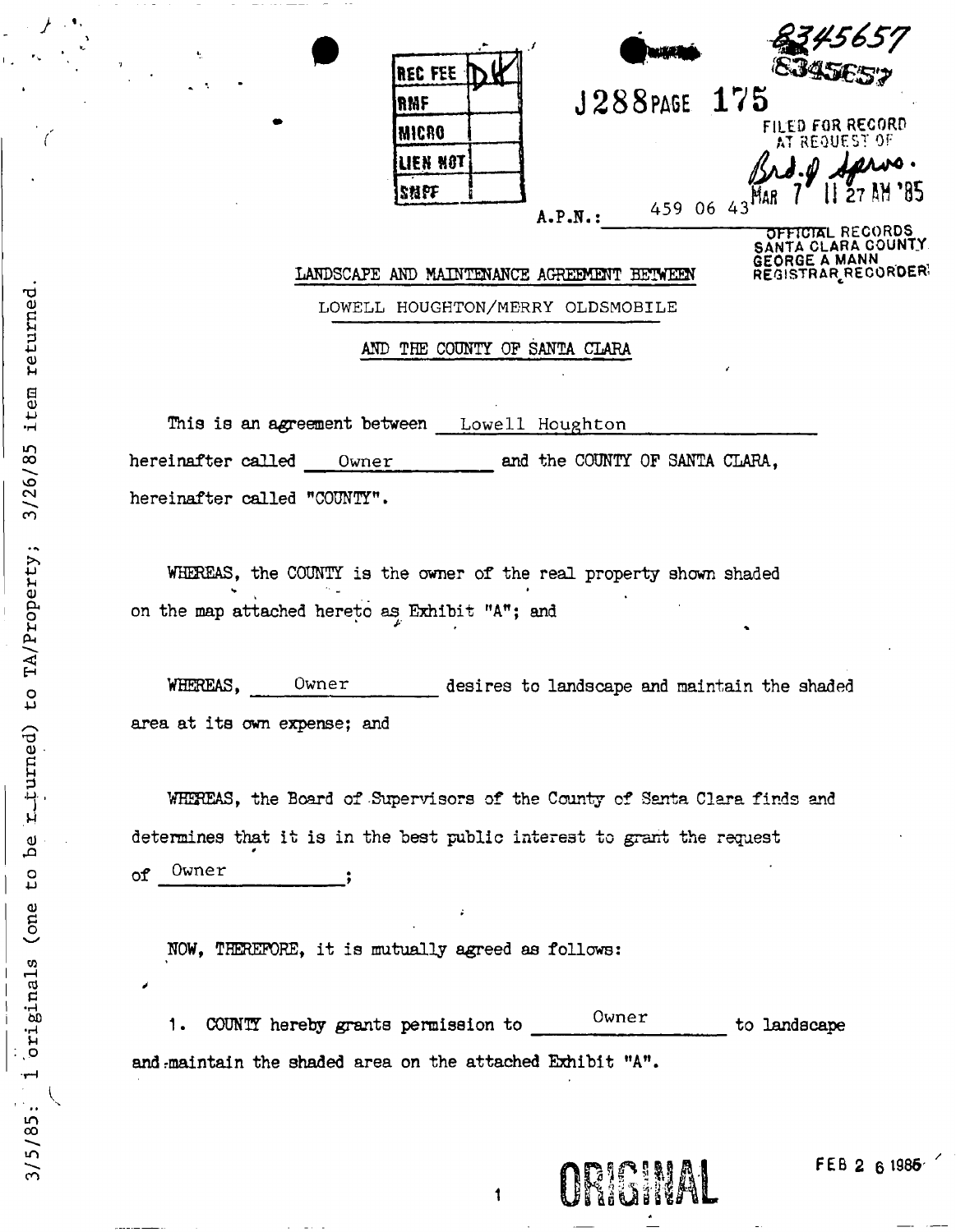| REC FEE | DK |
| --- | --- |
| RMF | |
| MICRO | |
| LIEN NOT | |
| SMPF | |

8345657

J288 PAGE 175

FILED FOR RECORD AT REQUEST OF Brd. of Sprvs.

MAR 7 11 27 AM '85

OFFICIAL RECORDS SANTA CLARA COUNTY GEORGE A MANN REGISTRAR RECORDER

A.P.N.: 459 06 43

LANDSCAPE AND MAINTENANCE AGREEMENT BETWEEN

LOWELL HOUGHTON/MERRY OLDSMOBILE

AND THE COUNTY OF SANTA CLARA

This is an agreement between Lowell Houghton hereinafter called Owner and the COUNTY OF SANTA CLARA, hereinafter called "COUNTY".

WHEREAS, the COUNTY is the owner of the real property shown shaded on the map attached hereto as Exhibit "A"; and

WHEREAS, Owner desires to landscape and maintain the shaded area at its own expense; and

WHEREAS, the Board of Supervisors of the County of Santa Clara finds and determines that it is in the best public interest to grant the request of Owner;

NOW, THEREFORE, it is mutually agreed as follows:

1. COUNTY hereby grants permission to Owner to landscape and maintain the shaded area on the attached Exhibit "A".

ORIGINAL

FEB 26 1985

3/5/85: 1 originals (one to be returned) to TA/Property; 3/26/85 item returned.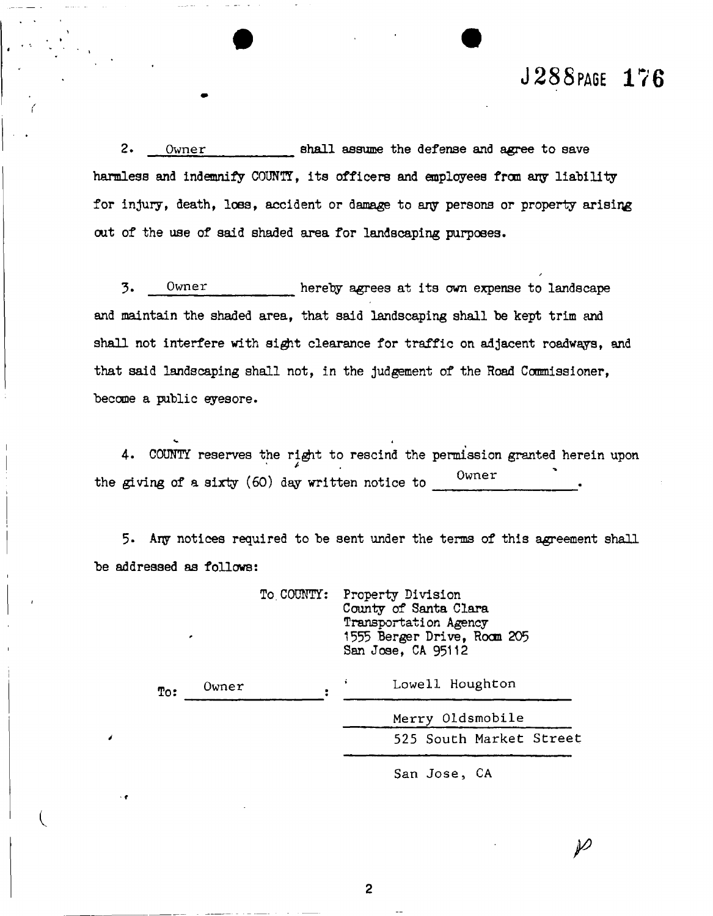J288 PAGE 176

2. Owner shall assume the defense and agree to save harmless and indemnify COUNTY, its officers and employees from any liability for injury, death, loss, accident or damage to any persons or property arising out of the use of said shaded area for landscaping purposes.

3. Owner hereby agrees at its own expense to landscape and maintain the shaded area, that said landscaping shall be kept trim and shall not interfere with sight clearance for traffic on adjacent roadways, and that said landscaping shall not, in the judgement of the Road Commissioner, become a public eyesore.

4. COUNTY reserves the right to rescind the permission granted herein upon the giving of a sixty (60) day written notice to Owner.

5. Any notices required to be sent under the terms of this agreement shall be addressed as follows:

To COUNTY: Property Division
County of Santa Clara
Transportation Agency
1555 Berger Drive, Room 205
San Jose, CA 95112

To: Owner: Lowell Houghton
Merry Oldsmobile
525 South Market Street
San Jose, CA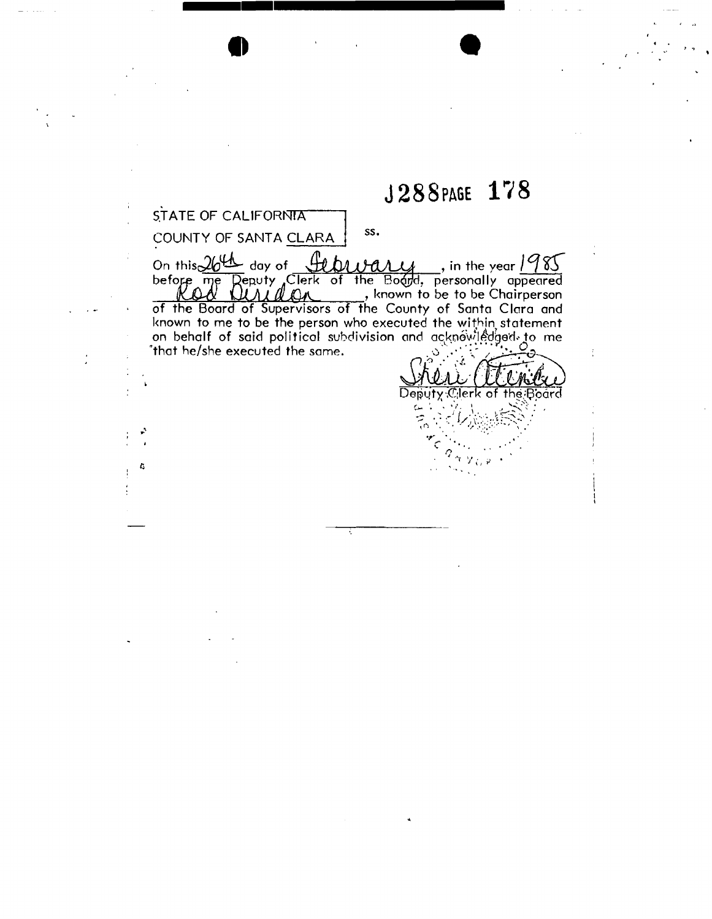J288 PAGE 178

STATE OF CALIFORNIA
COUNTY OF SANTA CLARA } ss.

On this 26th day of February, in the year 1985 before me Deputy Clerk of the Board, personally appeared Rod Diridon, known to be to be Chairperson of the Board of Supervisors of the County of Santa Clara and known to me to be the person who executed the within statement on behalf of said political subdivision and acknowledged to me that he/she executed the same.

Sheri Atkins
Deputy Clerk of the Board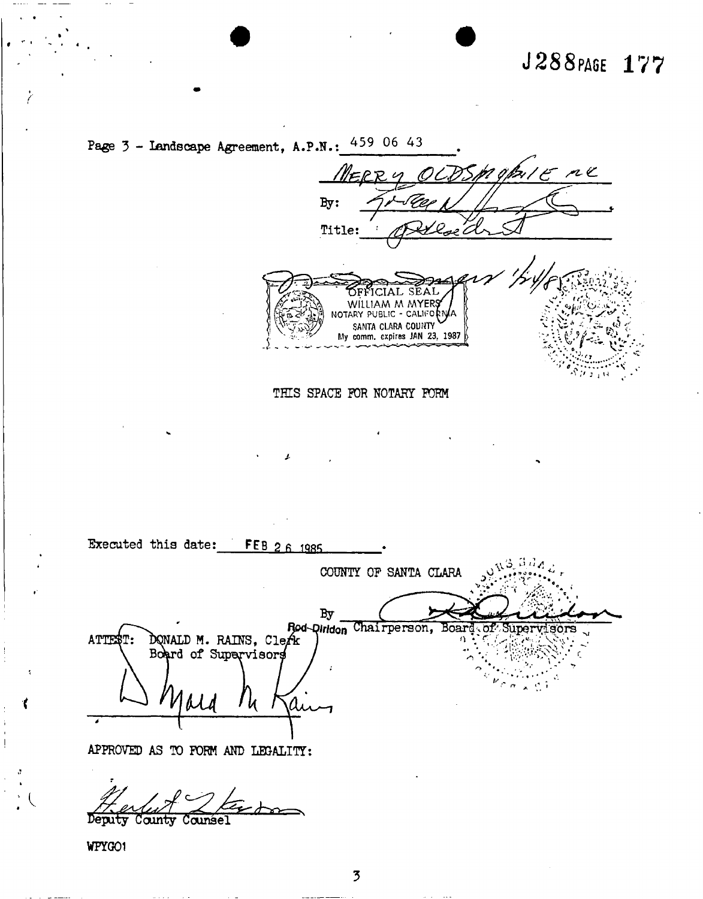J288 PAGE 177

Page 3 - Landscape Agreement, A.P.N.: 459 06 43.

MERRY OLDSMOBILE INC

By: ____________________

Title: President

OFFICIAL SEAL
WILLIAM M MYERS
NOTARY PUBLIC - CALIFORNIA
SANTA CLARA COUNTY
My comm. expires JAN 23, 1987

THIS SPACE FOR NOTARY FORM

Executed this date: FEB 26 1985.

COUNTY OF SANTA CLARA

By ____________________
Rod Diridon Chairperson, Board of Supervisors

ATTEST: DONALD M. RAINS, Clerk
Board of Supervisors

____________________

APPROVED AS TO FORM AND LEGALITY:

____________________
Deputy County Counsel

WPYGO1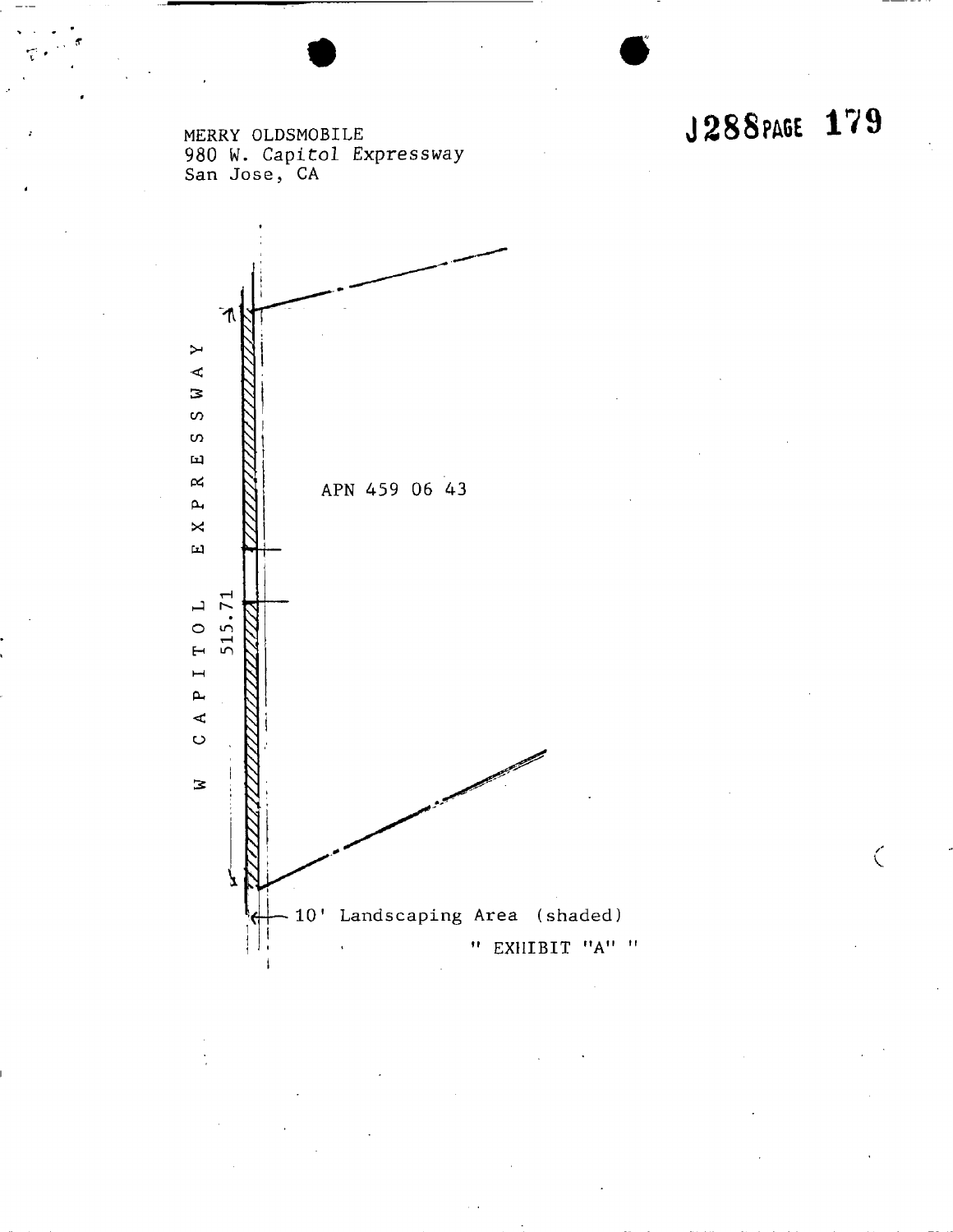MERRY OLDSMOBILE
980 W. Capitol Expressway
San Jose, CA

J288 PAGE 179

W CAPITOL EXPRESSWAY

515.71

APN 459 06 43

10' Landscaping Area (shaded)

" EXHIBIT "A" "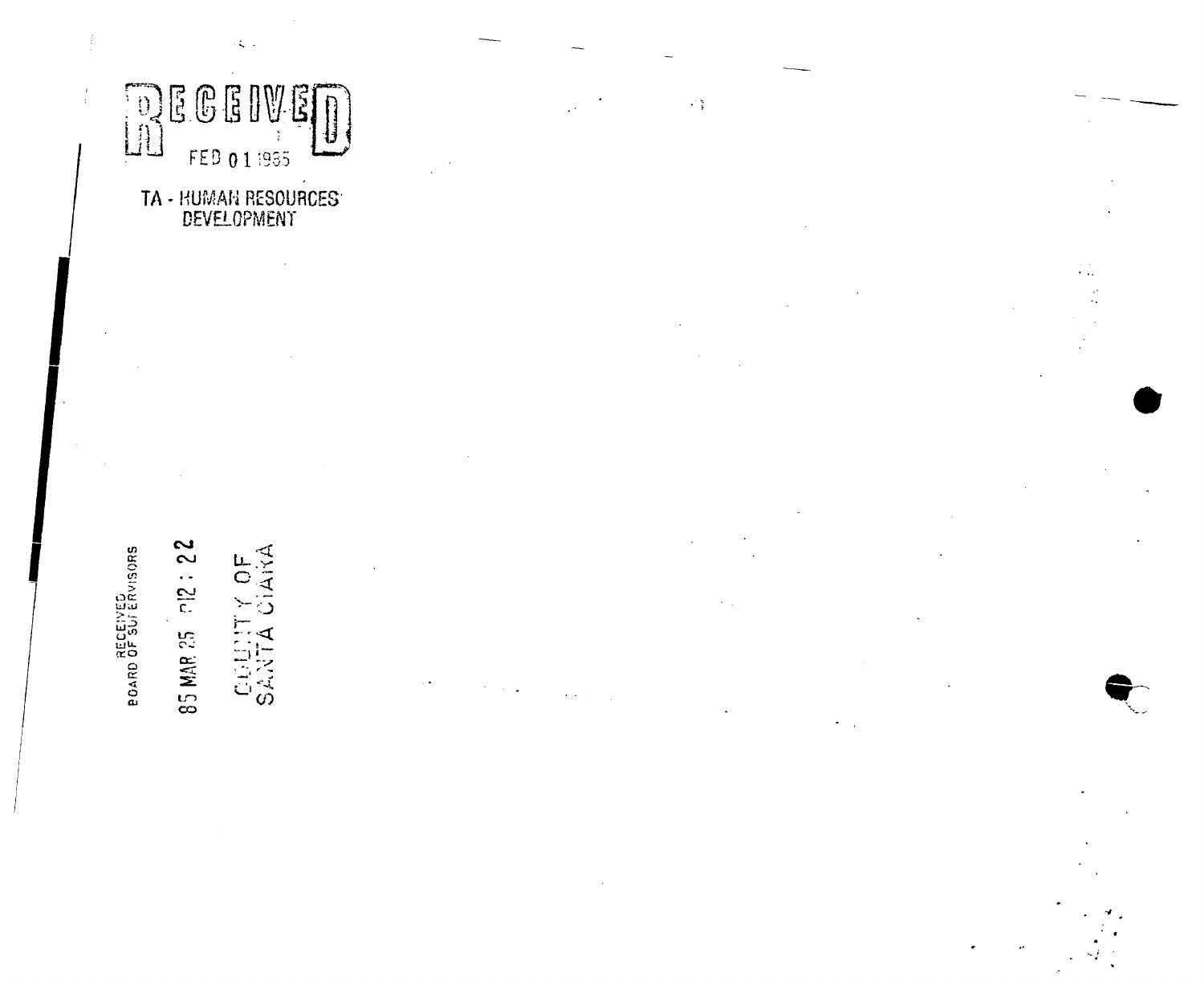RECEIVED

FEB 01 1985

TA - HUMAN RESOURCES DEVELOPMENT

RECEIVED BOARD OF SUPERVISORS

85 MAR 25 P12 : 22

COUNTY OF SANTA CLARA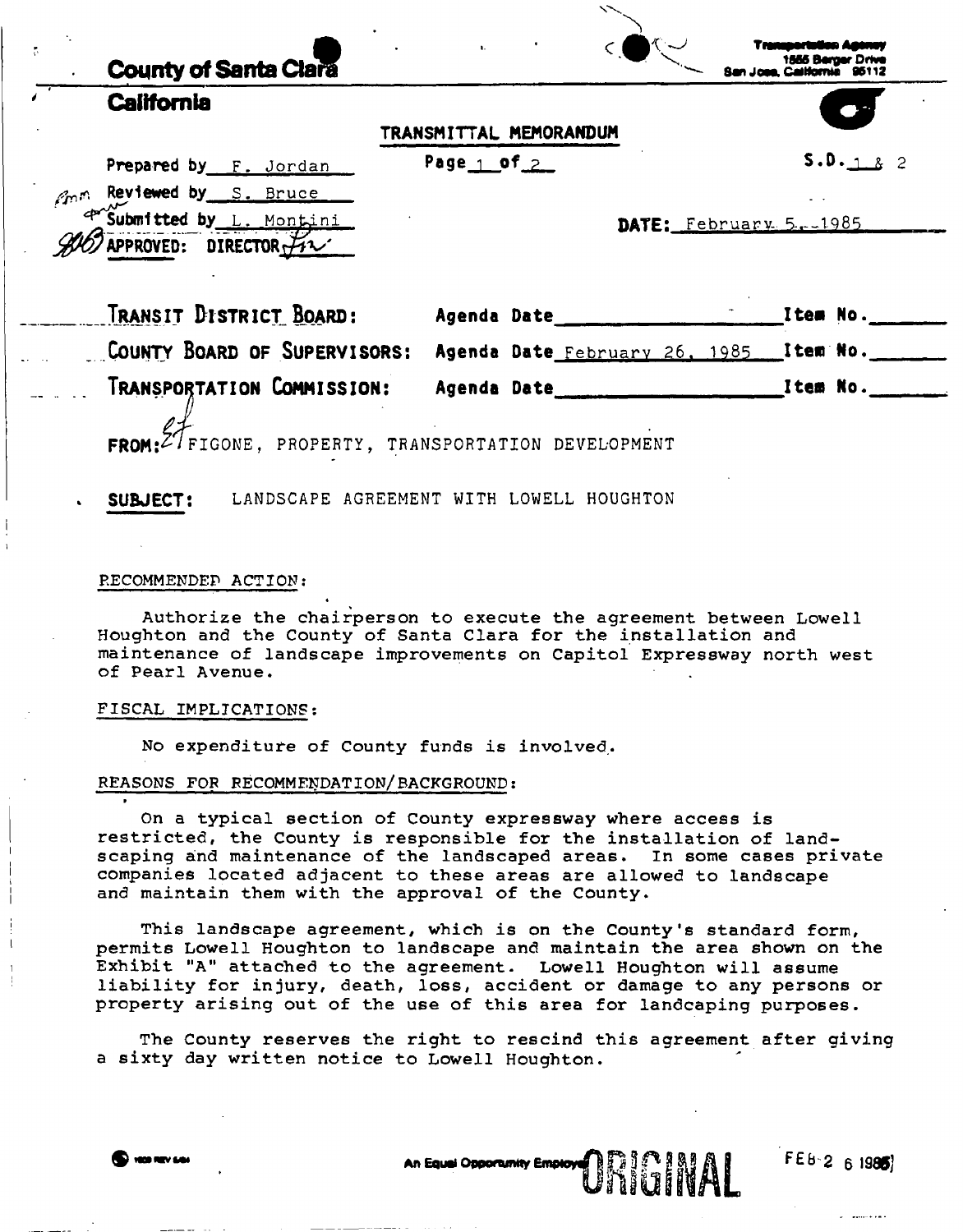County of Santa Clara
California

Transportation Agency
1555 Berger Drive
San Jose, California 95112

## TRANSMITTAL MEMORANDUM

Prepared by F. Jordan

Page 1 of 2

S.D. 1 & 2

Reviewed by S. Bruce

Submitted by L. Montini

DATE: February 5, 1985

APPROVED: DIRECTOR

TRANSIT DISTRICT BOARD: Agenda Date ____________ Item No. ______

COUNTY BOARD OF SUPERVISORS: Agenda Date February 26, 1985 Item No. ______

TRANSPORTATION COMMISSION: Agenda Date ____________ Item No. ______

FROM: FIGONE, PROPERTY, TRANSPORTATION DEVELOPMENT

**SUBJECT:** LANDSCAPE AGREEMENT WITH LOWELL HOUGHTON

RECOMMENDED ACTION:

Authorize the chairperson to execute the agreement between Lowell Houghton and the County of Santa Clara for the installation and maintenance of landscape improvements on Capitol Expressway north west of Pearl Avenue.

FISCAL IMPLICATIONS:

No expenditure of County funds is involved.

REASONS FOR RECOMMENDATION/BACKGROUND:

On a typical section of County expressway where access is restricted, the County is responsible for the installation of landscaping and maintenance of the landscaped areas. In some cases private companies located adjacent to these areas are allowed to landscape and maintain them with the approval of the County.

This landscape agreement, which is on the County's standard form, permits Lowell Houghton to landscape and maintain the area shown on the Exhibit "A" attached to the agreement. Lowell Houghton will assume liability for injury, death, loss, accident or damage to any persons or property arising out of the use of this area for landcaping purposes.

The County reserves the right to rescind this agreement after giving a sixty day written notice to Lowell Houghton.

An Equal Opportunity Employer

ORIGINAL

FEB 26 1985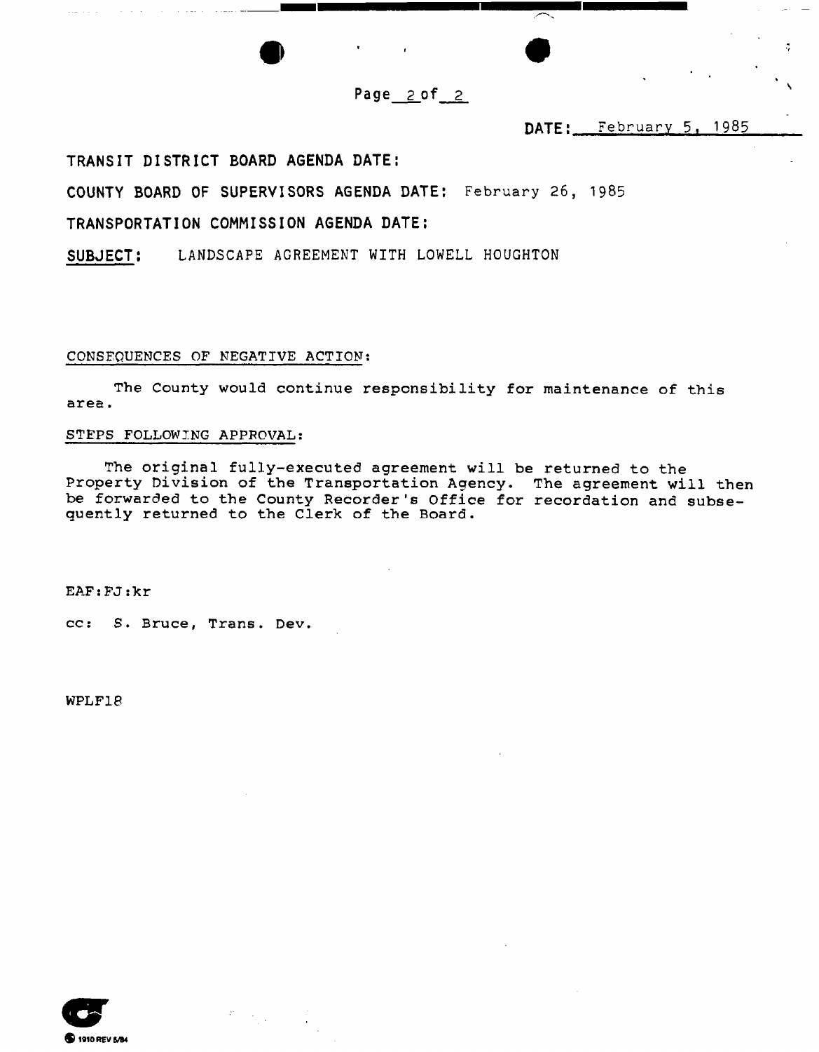**DATE:** February 5, 1985

**TRANSIT DISTRICT BOARD AGENDA DATE:**

**COUNTY BOARD OF SUPERVISORS AGENDA DATE:** February 26, 1985

**TRANSPORTATION COMMISSION AGENDA DATE:**

**SUBJECT:** LANDSCAPE AGREEMENT WITH LOWELL HOUGHTON

CONSEQUENCES OF NEGATIVE ACTION:

The County would continue responsibility for maintenance of this area.

STEPS FOLLOWING APPROVAL:

The original fully-executed agreement will be returned to the Property Division of the Transportation Agency. The agreement will then be forwarded to the County Recorder's Office for recordation and subsequently returned to the Clerk of the Board.

EAF:FJ:kr

cc: S. Bruce, Trans. Dev.

WPLF18

1910 REV 6/84